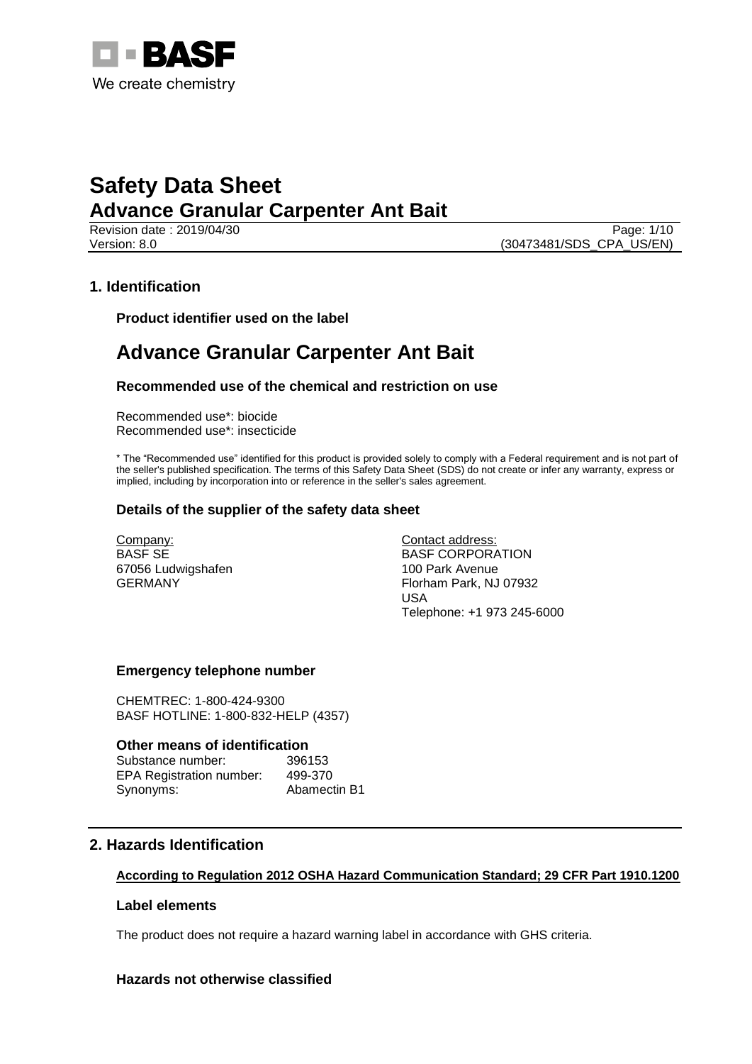BASF

We create chemistry

# Safety Data Sheet
## Advance Granular Carpenter Ant Bait

Revision date : 2019/04/30
Version: 8.0
(30473481/SDS_CPA_US/EN)

## 1. Identification

### Product identifier used on the label

# Advance Granular Carpenter Ant Bait

### Recommended use of the chemical and restriction on use

Recommended use*: biocide
Recommended use*: insecticide

* The "Recommended use" identified for this product is provided solely to comply with a Federal requirement and is not part of the seller's published specification. The terms of this Safety Data Sheet (SDS) do not create or infer any warranty, express or implied, including by incorporation into or reference in the seller's sales agreement.

### Details of the supplier of the safety data sheet

Company:
BASF SE
67056 Ludwigshafen
GERMANY

Contact address:
BASF CORPORATION
100 Park Avenue
Florham Park, NJ 07932
USA
Telephone: +1 973 245-6000

### Emergency telephone number

CHEMTREC: 1-800-424-9300
BASF HOTLINE: 1-800-832-HELP (4357)

### Other means of identification

| | |
|---|---|
| Substance number: | 396153 |
| EPA Registration number: | 499-370 |
| Synonyms: | Abamectin B1 |

## 2. Hazards Identification

**According to Regulation 2012 OSHA Hazard Communication Standard; 29 CFR Part 1910.1200**

### Label elements

The product does not require a hazard warning label in accordance with GHS criteria.

### Hazards not otherwise classified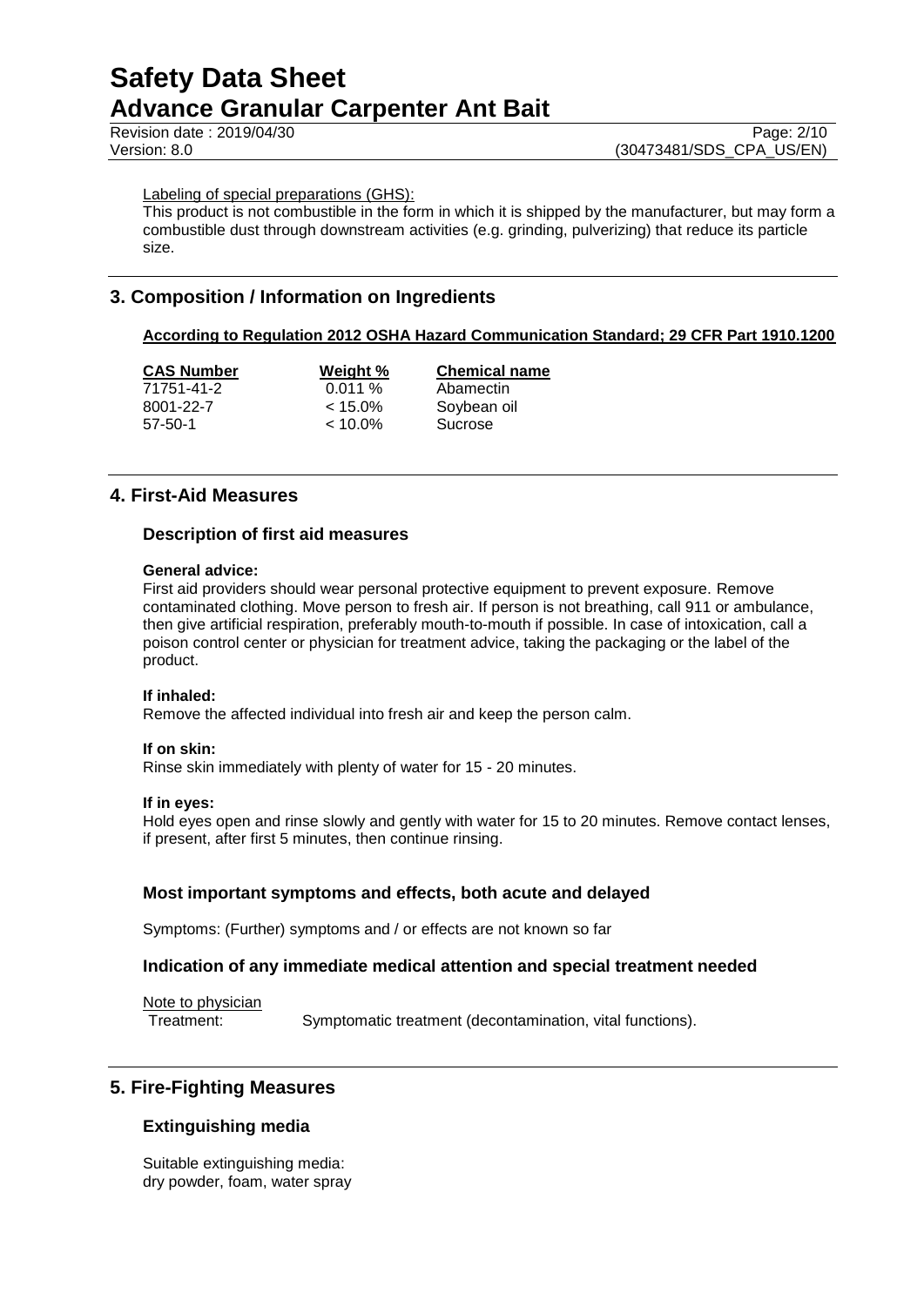Labeling of special preparations (GHS):

This product is not combustible in the form in which it is shipped by the manufacturer, but may form a combustible dust through downstream activities (e.g. grinding, pulverizing) that reduce its particle size.

## 3. Composition / Information on Ingredients

**According to Regulation 2012 OSHA Hazard Communication Standard; 29 CFR Part 1910.1200**

| CAS Number | Weight % | Chemical name |
|---|---|---|
| 71751-41-2 | 0.011 % | Abamectin |
| 8001-22-7 | < 15.0% | Soybean oil |
| 57-50-1 | < 10.0% | Sucrose |

## 4. First-Aid Measures

### Description of first aid measures

**General advice:**
First aid providers should wear personal protective equipment to prevent exposure. Remove contaminated clothing. Move person to fresh air. If person is not breathing, call 911 or ambulance, then give artificial respiration, preferably mouth-to-mouth if possible. In case of intoxication, call a poison control center or physician for treatment advice, taking the packaging or the label of the product.

**If inhaled:**
Remove the affected individual into fresh air and keep the person calm.

**If on skin:**
Rinse skin immediately with plenty of water for 15 - 20 minutes.

**If in eyes:**
Hold eyes open and rinse slowly and gently with water for 15 to 20 minutes. Remove contact lenses, if present, after first 5 minutes, then continue rinsing.

### Most important symptoms and effects, both acute and delayed

Symptoms: (Further) symptoms and / or effects are not known so far

### Indication of any immediate medical attention and special treatment needed

Note to physician

Treatment: Symptomatic treatment (decontamination, vital functions).

## 5. Fire-Fighting Measures

### Extinguishing media

Suitable extinguishing media:
dry powder, foam, water spray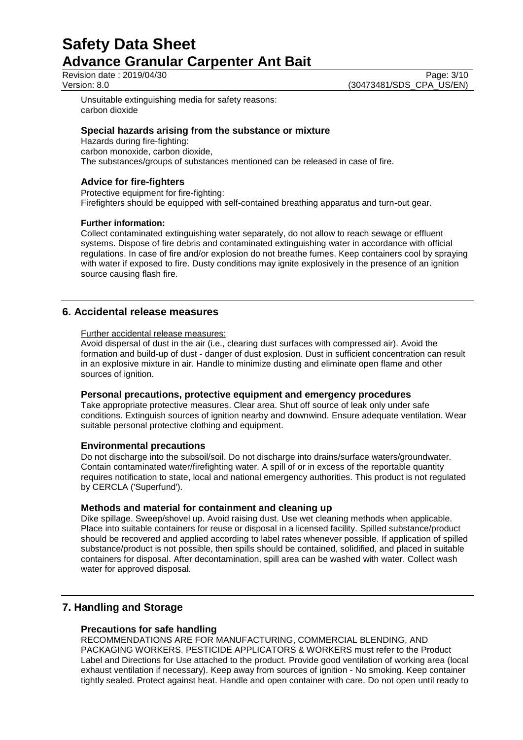Unsuitable extinguishing media for safety reasons:
carbon dioxide

### Special hazards arising from the substance or mixture

Hazards during fire-fighting:
carbon monoxide, carbon dioxide,
The substances/groups of substances mentioned can be released in case of fire.

### Advice for fire-fighters

Protective equipment for fire-fighting:
Firefighters should be equipped with self-contained breathing apparatus and turn-out gear.

**Further information:**

Collect contaminated extinguishing water separately, do not allow to reach sewage or effluent systems. Dispose of fire debris and contaminated extinguishing water in accordance with official regulations. In case of fire and/or explosion do not breathe fumes. Keep containers cool by spraying with water if exposed to fire. Dusty conditions may ignite explosively in the presence of an ignition source causing flash fire.

## 6. Accidental release measures

Further accidental release measures:

Avoid dispersal of dust in the air (i.e., clearing dust surfaces with compressed air). Avoid the formation and build-up of dust - danger of dust explosion. Dust in sufficient concentration can result in an explosive mixture in air. Handle to minimize dusting and eliminate open flame and other sources of ignition.

### Personal precautions, protective equipment and emergency procedures

Take appropriate protective measures. Clear area. Shut off source of leak only under safe conditions. Extinguish sources of ignition nearby and downwind. Ensure adequate ventilation. Wear suitable personal protective clothing and equipment.

### Environmental precautions

Do not discharge into the subsoil/soil. Do not discharge into drains/surface waters/groundwater. Contain contaminated water/firefighting water. A spill of or in excess of the reportable quantity requires notification to state, local and national emergency authorities. This product is not regulated by CERCLA ('Superfund').

### Methods and material for containment and cleaning up

Dike spillage. Sweep/shovel up. Avoid raising dust. Use wet cleaning methods when applicable. Place into suitable containers for reuse or disposal in a licensed facility. Spilled substance/product should be recovered and applied according to label rates whenever possible. If application of spilled substance/product is not possible, then spills should be contained, solidified, and placed in suitable containers for disposal. After decontamination, spill area can be washed with water. Collect wash water for approved disposal.

## 7. Handling and Storage

### Precautions for safe handling

RECOMMENDATIONS ARE FOR MANUFACTURING, COMMERCIAL BLENDING, AND PACKAGING WORKERS. PESTICIDE APPLICATORS & WORKERS must refer to the Product Label and Directions for Use attached to the product. Provide good ventilation of working area (local exhaust ventilation if necessary). Keep away from sources of ignition - No smoking. Keep container tightly sealed. Protect against heat. Handle and open container with care. Do not open until ready to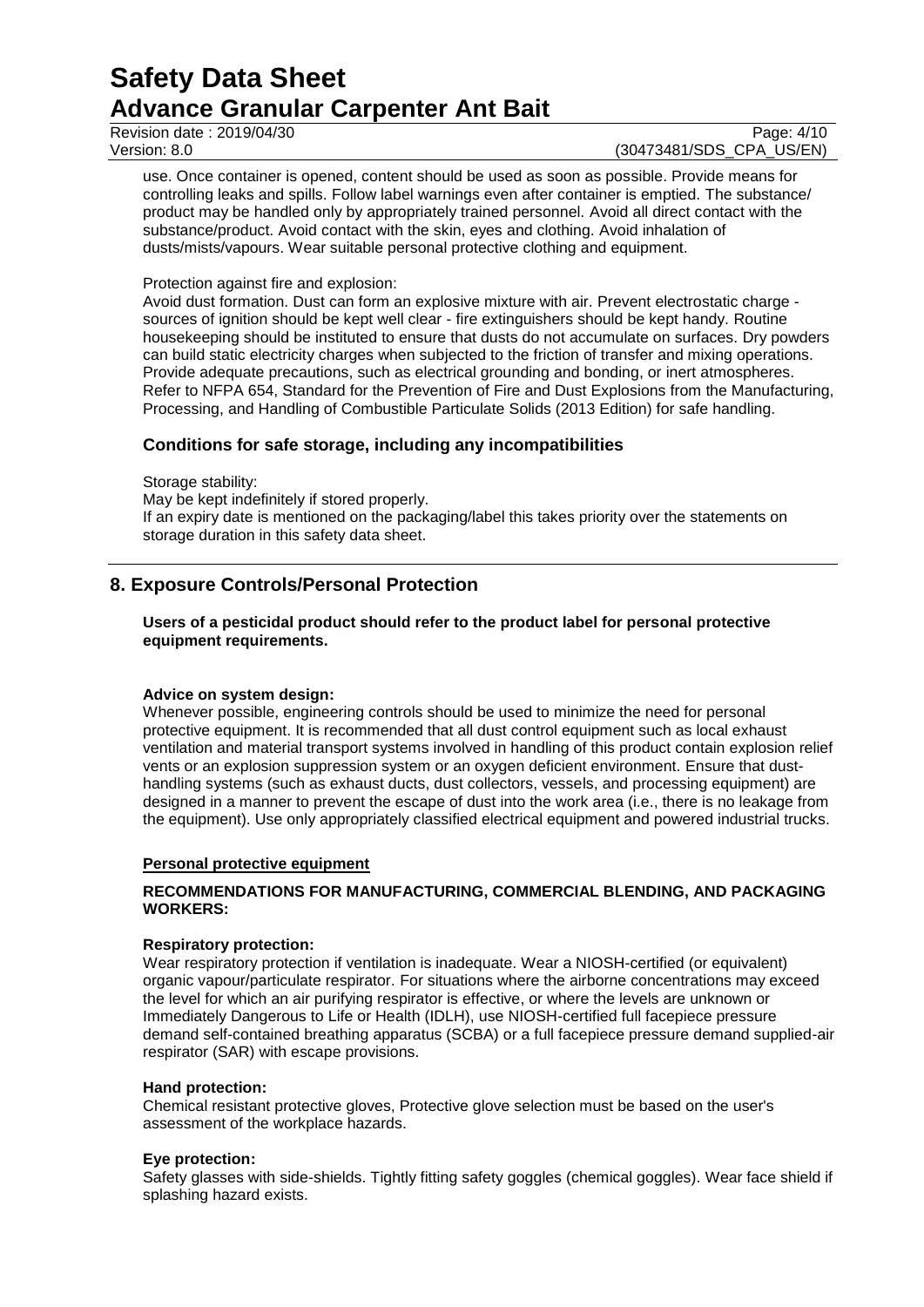use. Once container is opened, content should be used as soon as possible. Provide means for controlling leaks and spills. Follow label warnings even after container is emptied. The substance/ product may be handled only by appropriately trained personnel. Avoid all direct contact with the substance/product. Avoid contact with the skin, eyes and clothing. Avoid inhalation of dusts/mists/vapours. Wear suitable personal protective clothing and equipment.

Protection against fire and explosion:

Avoid dust formation. Dust can form an explosive mixture with air. Prevent electrostatic charge - sources of ignition should be kept well clear - fire extinguishers should be kept handy. Routine housekeeping should be instituted to ensure that dusts do not accumulate on surfaces. Dry powders can build static electricity charges when subjected to the friction of transfer and mixing operations. Provide adequate precautions, such as electrical grounding and bonding, or inert atmospheres. Refer to NFPA 654, Standard for the Prevention of Fire and Dust Explosions from the Manufacturing, Processing, and Handling of Combustible Particulate Solids (2013 Edition) for safe handling.

### Conditions for safe storage, including any incompatibilities

Storage stability:

May be kept indefinitely if stored properly.

If an expiry date is mentioned on the packaging/label this takes priority over the statements on storage duration in this safety data sheet.

## 8. Exposure Controls/Personal Protection

**Users of a pesticidal product should refer to the product label for personal protective equipment requirements.**

**Advice on system design:**

Whenever possible, engineering controls should be used to minimize the need for personal protective equipment. It is recommended that all dust control equipment such as local exhaust ventilation and material transport systems involved in handling of this product contain explosion relief vents or an explosion suppression system or an oxygen deficient environment. Ensure that dust-handling systems (such as exhaust ducts, dust collectors, vessels, and processing equipment) are designed in a manner to prevent the escape of dust into the work area (i.e., there is no leakage from the equipment). Use only appropriately classified electrical equipment and powered industrial trucks.

**Personal protective equipment**

**RECOMMENDATIONS FOR MANUFACTURING, COMMERCIAL BLENDING, AND PACKAGING WORKERS:**

**Respiratory protection:**

Wear respiratory protection if ventilation is inadequate. Wear a NIOSH-certified (or equivalent) organic vapour/particulate respirator. For situations where the airborne concentrations may exceed the level for which an air purifying respirator is effective, or where the levels are unknown or Immediately Dangerous to Life or Health (IDLH), use NIOSH-certified full facepiece pressure demand self-contained breathing apparatus (SCBA) or a full facepiece pressure demand supplied-air respirator (SAR) with escape provisions.

**Hand protection:**

Chemical resistant protective gloves, Protective glove selection must be based on the user's assessment of the workplace hazards.

**Eye protection:**

Safety glasses with side-shields. Tightly fitting safety goggles (chemical goggles). Wear face shield if splashing hazard exists.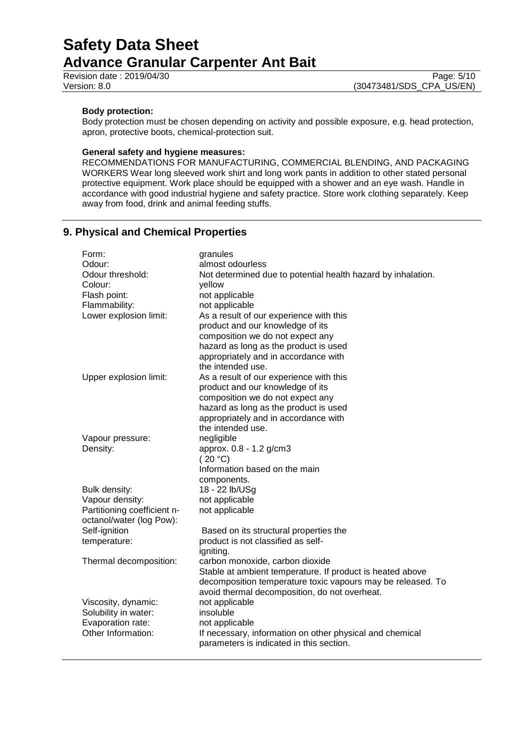**Body protection:**
Body protection must be chosen depending on activity and possible exposure, e.g. head protection, apron, protective boots, chemical-protection suit.

**General safety and hygiene measures:**
RECOMMENDATIONS FOR MANUFACTURING, COMMERCIAL BLENDING, AND PACKAGING WORKERS Wear long sleeved work shirt and long work pants in addition to other stated personal protective equipment. Work place should be equipped with a shower and an eye wash. Handle in accordance with good industrial hygiene and safety practice. Store work clothing separately. Keep away from food, drink and animal feeding stuffs.

## 9. Physical and Chemical Properties

| | |
|---|---|
| Form: | granules |
| Odour: | almost odourless |
| Odour threshold: | Not determined due to potential health hazard by inhalation. |
| Colour: | yellow |
| Flash point: | not applicable |
| Flammability: | not applicable |
| Lower explosion limit: | As a result of our experience with this product and our knowledge of its composition we do not expect any hazard as long as the product is used appropriately and in accordance with the intended use. |
| Upper explosion limit: | As a result of our experience with this product and our knowledge of its composition we do not expect any hazard as long as the product is used appropriately and in accordance with the intended use. |
| Vapour pressure: | negligible |
| Density: | approx. 0.8 - 1.2 g/cm3 (20 °C) Information based on the main components. |
| Bulk density: | 18 - 22 lb/USg |
| Vapour density: | not applicable |
| Partitioning coefficient n-octanol/water (log Pow): | not applicable |
| Self-ignition temperature: | Based on its structural properties the product is not classified as self-igniting. |
| Thermal decomposition: | carbon monoxide, carbon dioxide Stable at ambient temperature. If product is heated above decomposition temperature toxic vapours may be released. To avoid thermal decomposition, do not overheat. |
| Viscosity, dynamic: | not applicable |
| Solubility in water: | insoluble |
| Evaporation rate: | not applicable |
| Other Information: | If necessary, information on other physical and chemical parameters is indicated in this section. |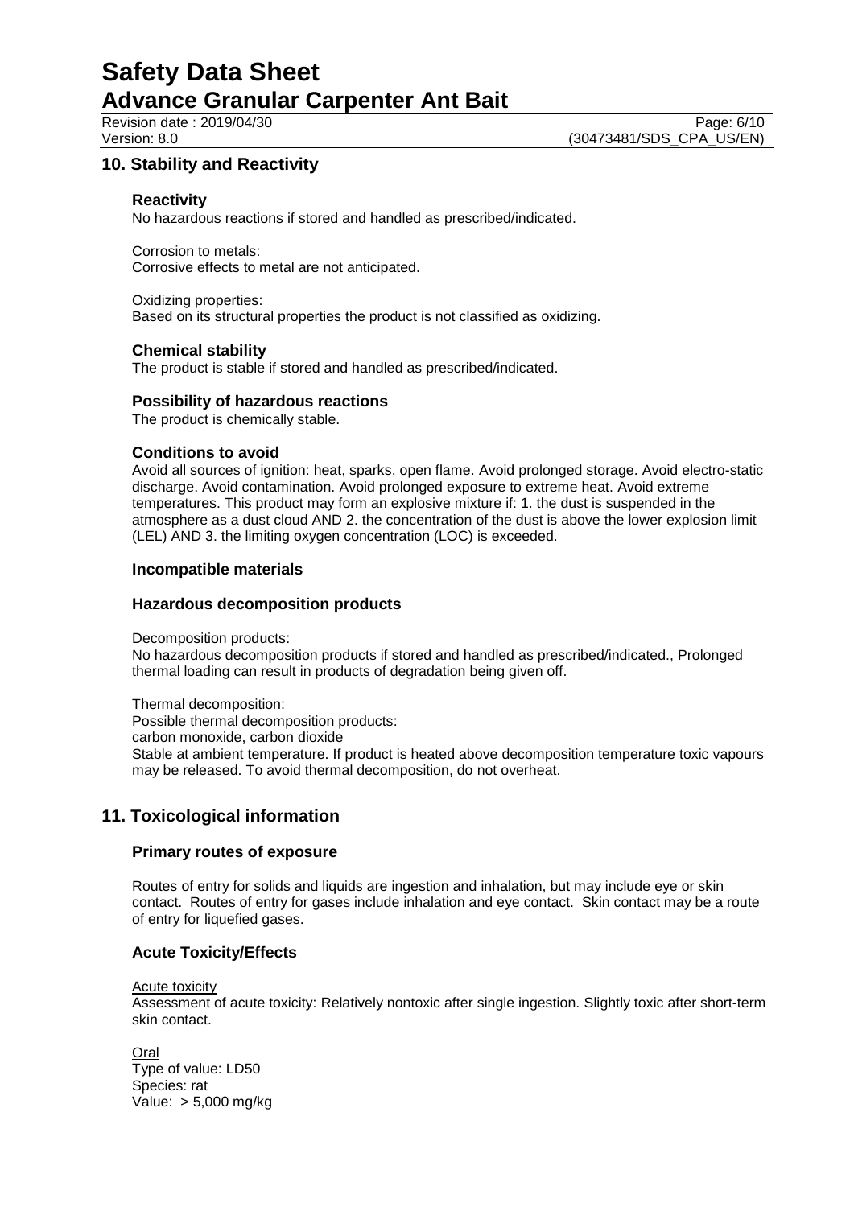## 10. Stability and Reactivity

### Reactivity

No hazardous reactions if stored and handled as prescribed/indicated.

Corrosion to metals:
Corrosive effects to metal are not anticipated.

Oxidizing properties:
Based on its structural properties the product is not classified as oxidizing.

### Chemical stability

The product is stable if stored and handled as prescribed/indicated.

### Possibility of hazardous reactions

The product is chemically stable.

### Conditions to avoid

Avoid all sources of ignition: heat, sparks, open flame. Avoid prolonged storage. Avoid electro-static discharge. Avoid contamination. Avoid prolonged exposure to extreme heat. Avoid extreme temperatures. This product may form an explosive mixture if: 1. the dust is suspended in the atmosphere as a dust cloud AND 2. the concentration of the dust is above the lower explosion limit (LEL) AND 3. the limiting oxygen concentration (LOC) is exceeded.

### Incompatible materials

### Hazardous decomposition products

Decomposition products:
No hazardous decomposition products if stored and handled as prescribed/indicated., Prolonged thermal loading can result in products of degradation being given off.

Thermal decomposition:
Possible thermal decomposition products:
carbon monoxide, carbon dioxide
Stable at ambient temperature. If product is heated above decomposition temperature toxic vapours may be released. To avoid thermal decomposition, do not overheat.

## 11. Toxicological information

### Primary routes of exposure

Routes of entry for solids and liquids are ingestion and inhalation, but may include eye or skin contact. Routes of entry for gases include inhalation and eye contact. Skin contact may be a route of entry for liquefied gases.

### Acute Toxicity/Effects

Acute toxicity
Assessment of acute toxicity: Relatively nontoxic after single ingestion. Slightly toxic after short-term skin contact.

Oral
Type of value: LD50
Species: rat
Value: > 5,000 mg/kg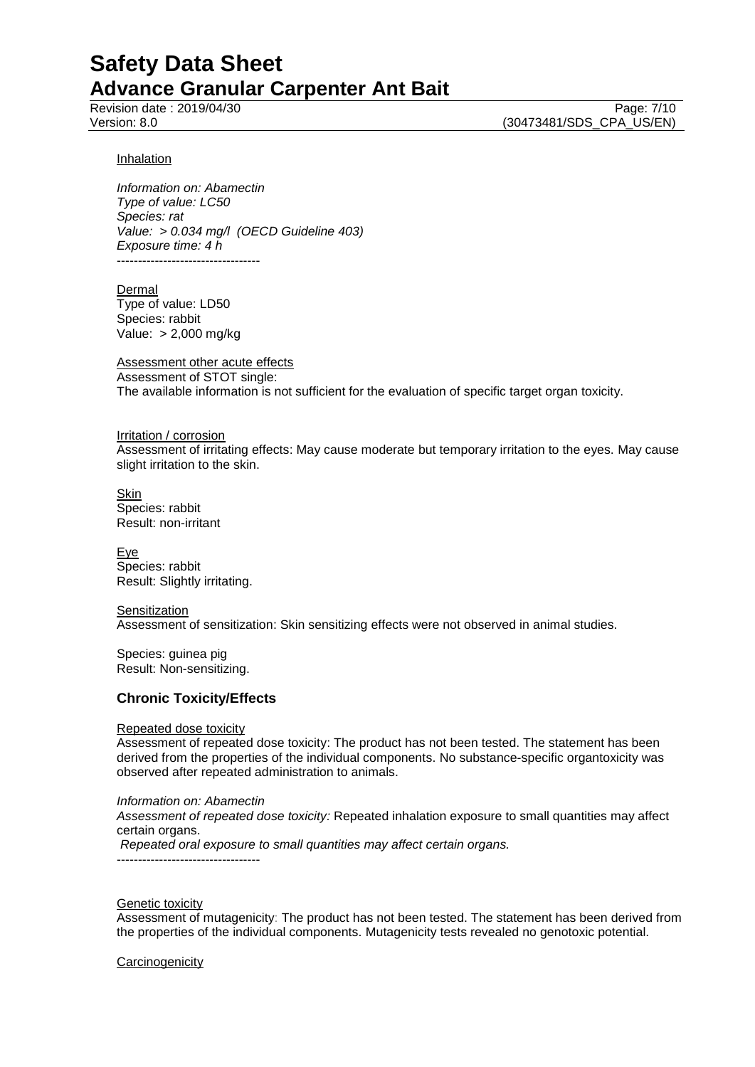Inhalation

*Information on: Abamectin*
*Type of value: LC50*
*Species: rat*
*Value: > 0.034 mg/l (OECD Guideline 403)*
*Exposure time: 4 h*
----------------------------------

Dermal
Type of value: LD50
Species: rabbit
Value: > 2,000 mg/kg

Assessment other acute effects
Assessment of STOT single:
The available information is not sufficient for the evaluation of specific target organ toxicity.

Irritation / corrosion
Assessment of irritating effects: May cause moderate but temporary irritation to the eyes. May cause slight irritation to the skin.

Skin
Species: rabbit
Result: non-irritant

Eye
Species: rabbit
Result: Slightly irritating.

Sensitization
Assessment of sensitization: Skin sensitizing effects were not observed in animal studies.

Species: guinea pig
Result: Non-sensitizing.

## Chronic Toxicity/Effects

Repeated dose toxicity
Assessment of repeated dose toxicity: The product has not been tested. The statement has been derived from the properties of the individual components. No substance-specific organtoxicity was observed after repeated administration to animals.

*Information on: Abamectin*
*Assessment of repeated dose toxicity:* Repeated inhalation exposure to small quantities may affect certain organs.
*Repeated oral exposure to small quantities may affect certain organs.*
----------------------------------

Genetic toxicity
Assessment of mutagenicity: The product has not been tested. The statement has been derived from the properties of the individual components. Mutagenicity tests revealed no genotoxic potential.

Carcinogenicity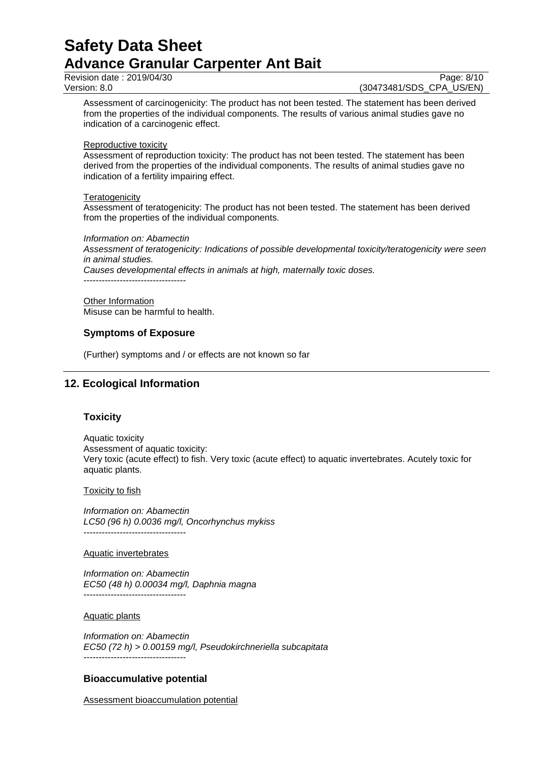Assessment of carcinogenicity: The product has not been tested. The statement has been derived from the properties of the individual components. The results of various animal studies gave no indication of a carcinogenic effect.

Reproductive toxicity

Assessment of reproduction toxicity: The product has not been tested. The statement has been derived from the properties of the individual components. The results of animal studies gave no indication of a fertility impairing effect.

Teratogenicity

Assessment of teratogenicity: The product has not been tested. The statement has been derived from the properties of the individual components.

*Information on: Abamectin*
*Assessment of teratogenicity: Indications of possible developmental toxicity/teratogenicity were seen in animal studies.*
*Causes developmental effects in animals at high, maternally toxic doses.*
----------------------------------

Other Information

Misuse can be harmful to health.

### Symptoms of Exposure

(Further) symptoms and / or effects are not known so far

## 12. Ecological Information

### Toxicity

Aquatic toxicity
Assessment of aquatic toxicity:
Very toxic (acute effect) to fish. Very toxic (acute effect) to aquatic invertebrates. Acutely toxic for aquatic plants.

Toxicity to fish

*Information on: Abamectin*
*LC50 (96 h) 0.0036 mg/l, Oncorhynchus mykiss*
----------------------------------

Aquatic invertebrates

*Information on: Abamectin*
*EC50 (48 h) 0.00034 mg/l, Daphnia magna*
----------------------------------

Aquatic plants

*Information on: Abamectin*
*EC50 (72 h) > 0.00159 mg/l, Pseudokirchneriella subcapitata*
----------------------------------

### Bioaccumulative potential

Assessment bioaccumulation potential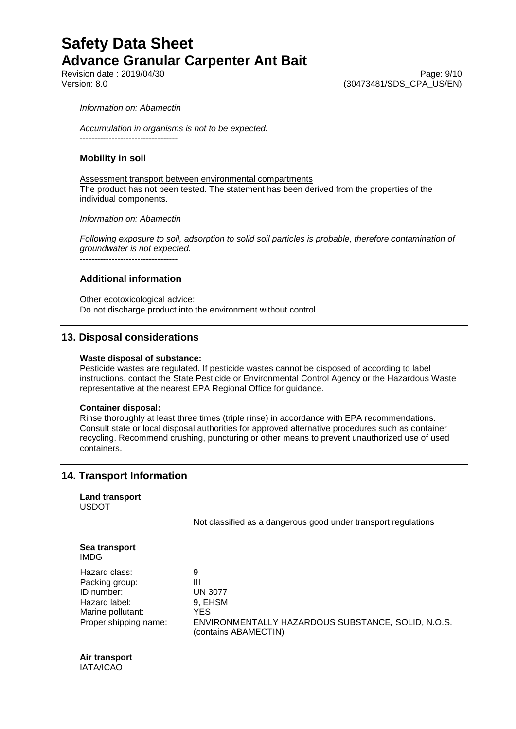*Information on: Abamectin*

*Accumulation in organisms is not to be expected.*

----------------------------------

### Mobility in soil

Assessment transport between environmental compartments
The product has not been tested. The statement has been derived from the properties of the individual components.

*Information on: Abamectin*

*Following exposure to soil, adsorption to solid soil particles is probable, therefore contamination of groundwater is not expected.*

----------------------------------

### Additional information

Other ecotoxicological advice:
Do not discharge product into the environment without control.

## 13. Disposal considerations

**Waste disposal of substance:**
Pesticide wastes are regulated. If pesticide wastes cannot be disposed of according to label instructions, contact the State Pesticide or Environmental Control Agency or the Hazardous Waste representative at the nearest EPA Regional Office for guidance.

**Container disposal:**
Rinse thoroughly at least three times (triple rinse) in accordance with EPA recommendations. Consult state or local disposal authorities for approved alternative procedures such as container recycling. Recommend crushing, puncturing or other means to prevent unauthorized use of used containers.

## 14. Transport Information

**Land transport**
USDOT

Not classified as a dangerous good under transport regulations

**Sea transport**
IMDG

| | |
|---|---|
| Hazard class: | 9 |
| Packing group: | III |
| ID number: | UN 3077 |
| Hazard label: | 9, EHSM |
| Marine pollutant: | YES |
| Proper shipping name: | ENVIRONMENTALLY HAZARDOUS SUBSTANCE, SOLID, N.O.S. (contains ABAMECTIN) |

**Air transport**
IATA/ICAO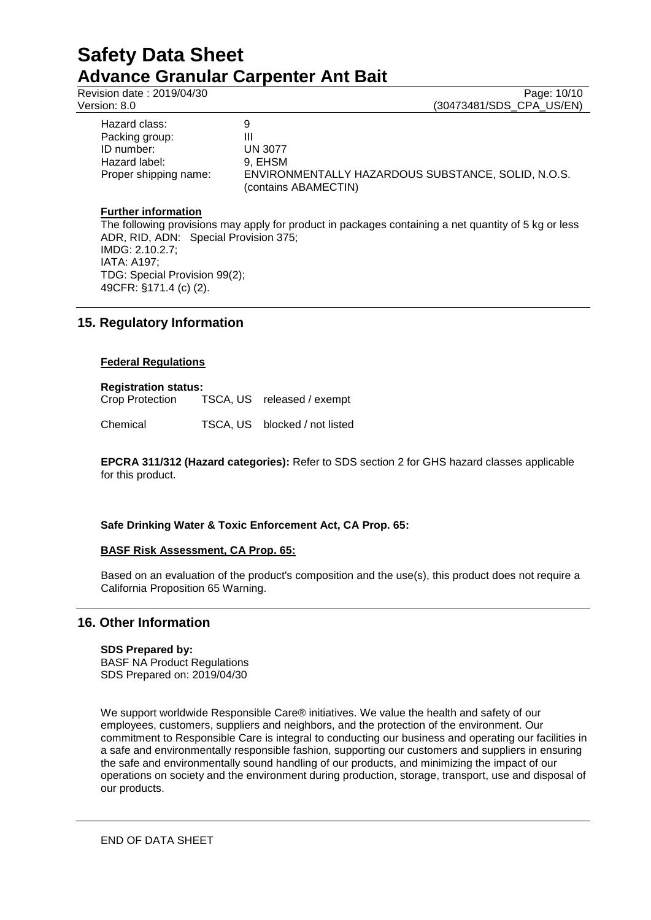| | |
|---|---|
| Hazard class: | 9 |
| Packing group: | III |
| ID number: | UN 3077 |
| Hazard label: | 9, EHSM |
| Proper shipping name: | ENVIRONMENTALLY HAZARDOUS SUBSTANCE, SOLID, N.O.S. (contains ABAMECTIN) |

**Further information**

The following provisions may apply for product in packages containing a net quantity of 5 kg or less
ADR, RID, ADN: Special Provision 375;
IMDG: 2.10.2.7;
IATA: A197;
TDG: Special Provision 99(2);
49CFR: §171.4 (c) (2).

## 15. Regulatory Information

**Federal Regulations**

**Registration status:**

| | | |
|---|---|---|
| Crop Protection | TSCA, US | released / exempt |
| Chemical | TSCA, US | blocked / not listed |

**EPCRA 311/312 (Hazard categories):** Refer to SDS section 2 for GHS hazard classes applicable for this product.

**Safe Drinking Water & Toxic Enforcement Act, CA Prop. 65:**

**BASF Risk Assessment, CA Prop. 65:**

Based on an evaluation of the product's composition and the use(s), this product does not require a California Proposition 65 Warning.

## 16. Other Information

**SDS Prepared by:**
BASF NA Product Regulations
SDS Prepared on: 2019/04/30

We support worldwide Responsible Care® initiatives. We value the health and safety of our employees, customers, suppliers and neighbors, and the protection of the environment. Our commitment to Responsible Care is integral to conducting our business and operating our facilities in a safe and environmentally responsible fashion, supporting our customers and suppliers in ensuring the safe and environmentally sound handling of our products, and minimizing the impact of our operations on society and the environment during production, storage, transport, use and disposal of our products.

END OF DATA SHEET